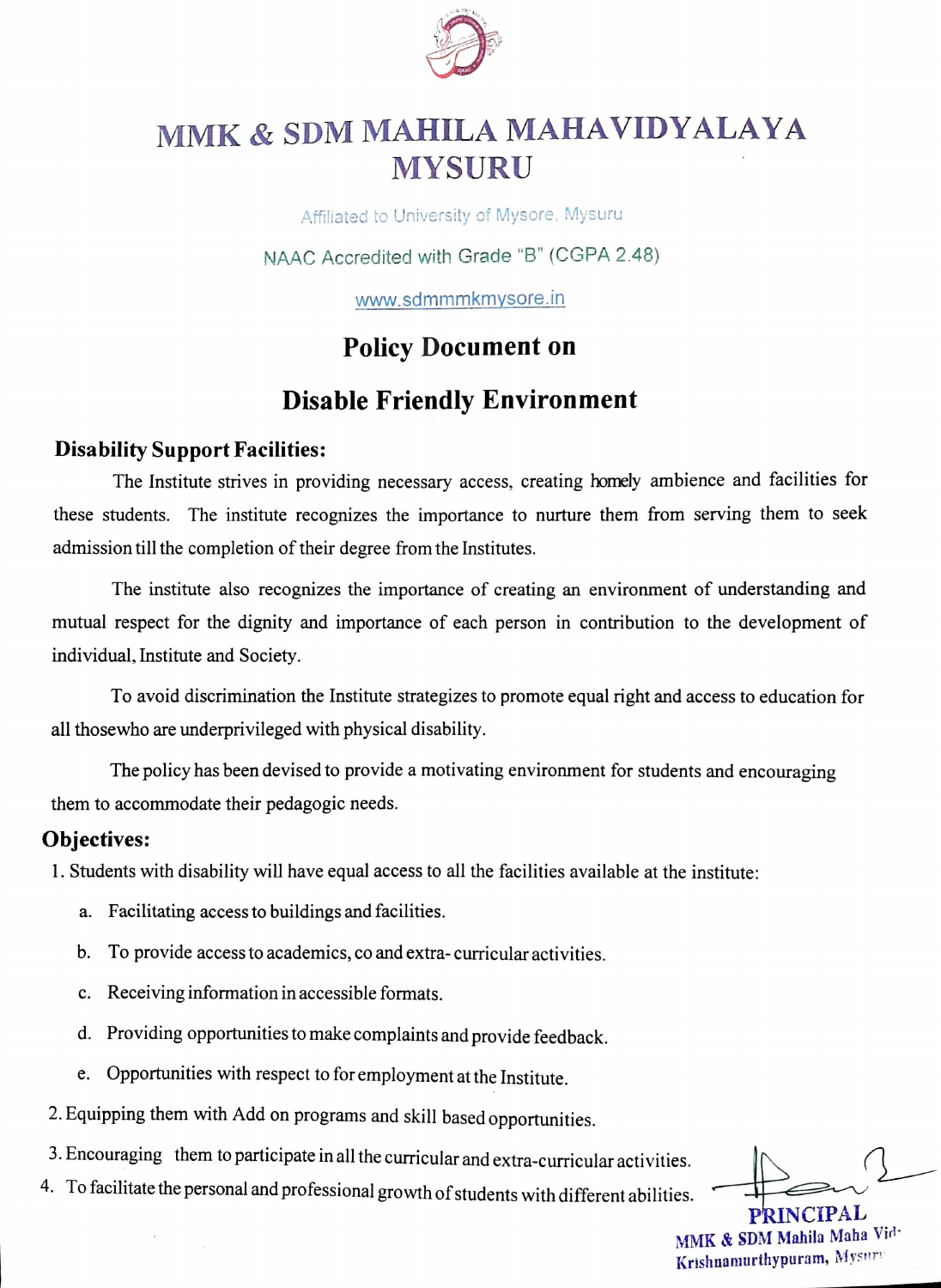# MMK & SDM MAHILA MAHAVIDYALAYA
# MYSURU

Affiliated to University of Mysore, Mysuru

NAAC Accredited with Grade "B" (CGPA 2.48)

www.sdmmmkmysore.in

## Policy Document on

## Disable Friendly Environment

### Disability Support Facilities:

The Institute strives in providing necessary access, creating homely ambience and facilities for these students. The institute recognizes the importance to nurture them from serving them to seek admission till the completion of their degree from the Institutes.

The institute also recognizes the importance of creating an environment of understanding and mutual respect for the dignity and importance of each person in contribution to the development of individual, Institute and Society.

To avoid discrimination the Institute strategizes to promote equal right and access to education for all thosewho are underprivileged with physical disability.

The policy has been devised to provide a motivating environment for students and encouraging them to accommodate their pedagogic needs.

### Objectives:

1. Students with disability will have equal access to all the facilities available at the institute:
   a. Facilitating access to buildings and facilities.
   b. To provide access to academics, co and extra- curricular activities.
   c. Receiving information in accessible formats.
   d. Providing opportunities to make complaints and provide feedback.
   e. Opportunities with respect to for employment at the Institute.
2. Equipping them with Add on programs and skill based opportunities.
3. Encouraging them to participate in all the curricular and extra-curricular activities.
4. To facilitate the personal and professional growth of students with different abilities.

PRINCIPAL
MMK & SDM Mahila Maha Vid-
Krishnamurthypuram, Mysuru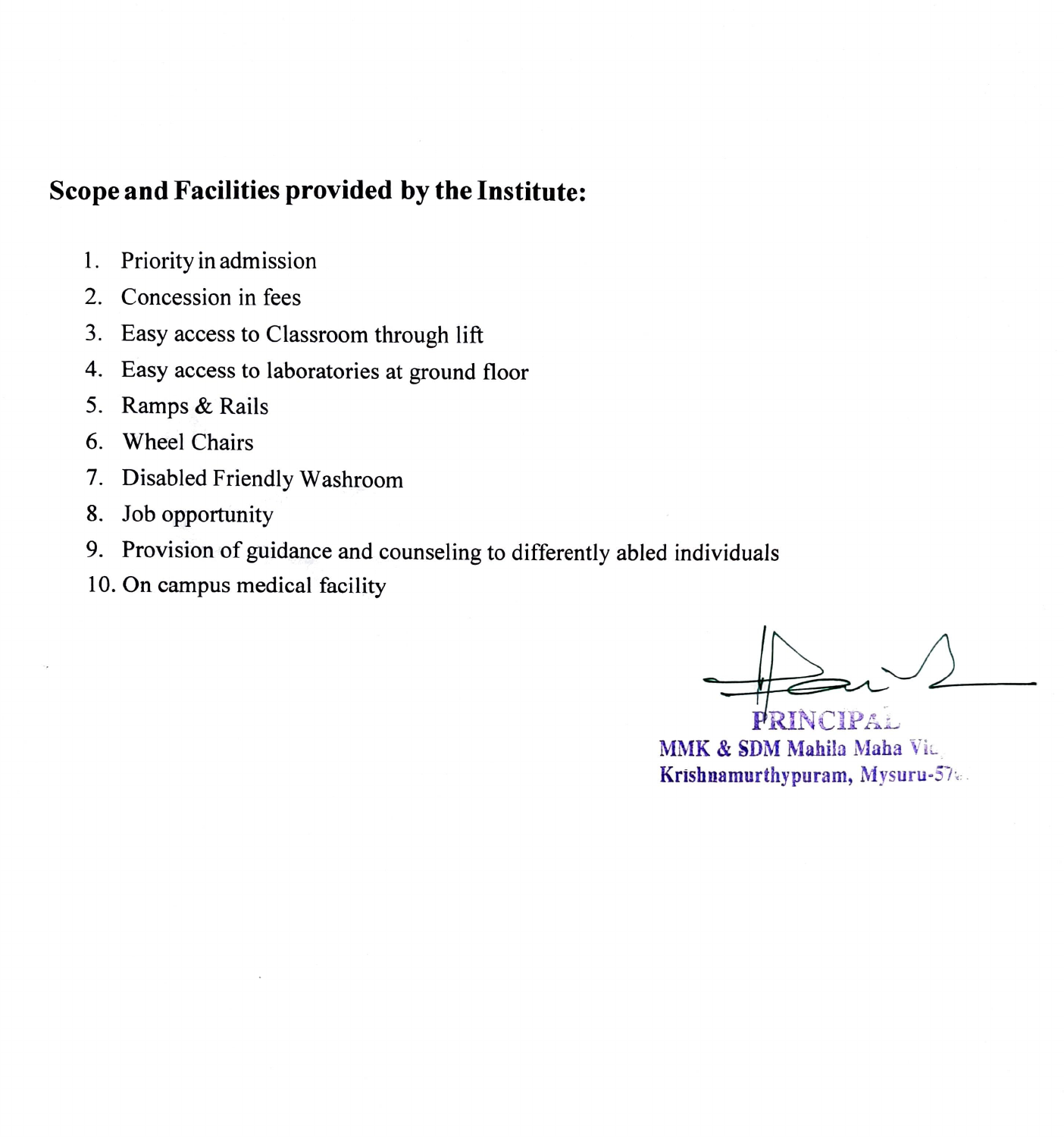**Scope and Facilities provided by the Institute:**

1. Priority in admission
2. Concession in fees
3. Easy access to Classroom through lift
4. Easy access to laboratories at ground floor
5. Ramps & Rails
6. Wheel Chairs
7. Disabled Friendly Washroom
8. Job opportunity
9. Provision of guidance and counseling to differently abled individuals
10. On campus medical facility

PRINCIPAL
MMK & SDM Mahila Maha Vi
Krishnamurthypuram, Mysuru-57